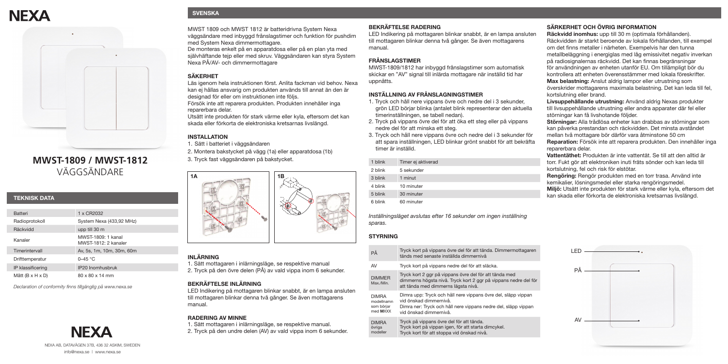# NEXA

## MWST-1809 / MWST-1812
VÄGGSÄNDARE

### TEKNISK DATA

| | |
|---|---|
| Batteri | 1 x CR2032 |
| Radioprotokoll | System Nexa (433,92 MHz) |
| Räckvidd | upp till 30 m |
| Kanaler | MWST-1809: 1 kanal MWST-1812: 2 kanaler |
| Timerintervall | Av, 5s, 1m, 10m, 30m, 60m |
| Drifttemperatur | 0–45 °C |
| IP klassificering | IP20 Inomhusbruk |
| Mått (B x H x D) | 80 x 80 x 14 mm |

*Declaration of conformity finns tillgänglig på www.nexa.se*

NEXA

NEXA AB, DATAVÄGEN 37B, 436 32 ASKIM, SWEDEN
info@nexa.se | www.nexa.se

## SVENSKA

MWST 1809 och MWST 1812 är batteridrivna System Nexa väggsändare med inbyggd frånslagstimer och funktion för pushdim med System Nexa dimmermottagare.
De monteras enkelt på en apparatdosa eller på en plan yta med självhäftande tejp eller med skruv. Väggsändaren kan styra System Nexa PÅ/AV- och dimmermottagare

### SÄKERHET

Läs igenom hela instruktionen först. Anlita fackman vid behov. Nexa kan ej hållas ansvarig om produkten används till annat än den är designad för eller om instruktionen inte följs.
Försök inte att reparera produkten. Produkten innehåller inga reparerbara delar.
Utsätt inte produkten för stark värme eller kyla, eftersom det kan skada eller förkorta de elektroniska kretsarnas livslängd.

### INSTALLATION

1. Sätt i batteriet i väggsändaren
2. Montera bakstycket på vägg (1a) eller apparatdosa (1b)
3. Tryck fast väggsändaren på bakstycket.

1A 1B

### INLÄRNING

1. Sätt mottagaren i inlärningsläge, se respektive manual
2. Tryck på den övre delen (PÅ) av vald vippa inom 6 sekunder.

### BEKRÄFTELSE INLÄRNING

LED Indikering på mottagaren blinkar snabbt, är en lampa ansluten till mottagaren blinkar denna två gånger. Se även mottagarens manual.

### RADERING AV MINNE

1. Sätt mottagaren i inlärningsläge, se respektive manual.
2. Tryck på den undre delen (AV) av vald vippa inom 6 sekunder.

### BEKRÄFTELSE RADERING

LED Indikering på mottagaren blinkar snabbt, är en lampa ansluten till mottagaren blinkar denna två gånger. Se även mottagarens manual.

### FRÅNSLAGSTIMER

MWST-1809/1812 har inbyggd frånslagstimer som automatisk skickar en "AV" signal till inlärda mottagare när inställd tid har uppnåtts.

### INSTÄLLNING AV FRÅNSLAGNINGSTIMER

1. Tryck och håll nere vippans övre och nedre del i 3 sekunder, grön LED börjar blinka (antalet blink representerar den aktuella timerinställningen, se tabell nedan).
2. Tryck på vippans övre del för att öka ett steg eller på vippans nedre del för att minska ett steg.
3. Tryck och håll nere vippans övre och nedre del i 3 sekunder för att spara inställningen, LED blinkar grönt snabbt för att bekräfta timer är inställd.

| | |
|---|---|
| 1 blink | Timer ej aktiverad |
| 2 blink | 5 sekunder |
| 3 blink | 1 minut |
| 4 blink | 10 minuter |
| 5 blink | 30 minuter |
| 6 blink | 60 minuter |

*Inställningsläget avslutas efter 16 sekunder om ingen inställning sparas.*

### STYRNING

| | |
|---|---|
| PÅ | Tryck kort på vippans övre del för att tända. Dimmermottagaren tänds med senaste inställda dimmernivå |
| AV | Tryck kort på vippans nedre del för att släcka. |
| DIMMER Max./Min. | Tryck kort 2 ggr på vippans övre del för att tända med dimmerns högsta nivå. Tryck kort 2 ggr på vippans nedre del för att tända med dimmerns lägsta nivå. |
| DIMRA modellnamn som börjar med **M**XXX | Dimra upp: Tryck och håll nere vippans övre del, släpp vippan vid önskad dimmernivå. Dimra ner: Tryck och håll nere vippans nedre del, släpp vippan vid önskad dimmernivå. |
| DIMRA övriga modeller | Tryck på vippans övre del för att tända. Tryck kort på vippan igen, för att starta dimcykel. Tryck kort för att stoppa vid önskad nivå. |

### SÄRKERHET OCH ÖVRIG INFORMATION

**Räckvidd inomhus:** upp till 30 m (optimala förhållanden). Räckvidden är starkt beroende av lokala förhållanden, till exempel om det finns metaller i närheten. Exempelvis har den tunna metallbeläggning i energiglas med låg emissivitet negativ inverkan på radiosignalernas räckvidd. Det kan finnas begränsningar för användningen av enheten utanför EU. Om tillämpligt bör du kontrollera att enheten överensstämmer med lokala föreskrifter.
**Max belastning:** Anslut aldrig lampor eller utrustning som överskrider mottagarens maximala belastning. Det kan leda till fel, kortslutning eller brand.
**Livsuppehållande utrustning:** Använd aldrig Nexas produkter till livsuppehållande utrustning eller andra apparater där fel eller störningar kan få livshotande följder.
**Störningar:** Alla trådlösa enheter kan drabbas av störningar som kan påverka prestandan och räckvidden. Det minsta avståndet mellan två mottagare bör därför vara åtminstone 50 cm
**Reparation:** Försök inte att reparera produkten. Den innehåller inga reparerbara delar.
**Vattentäthet:** Produkten är inte vattentät. Se till att den alltid är torr. Fukt gör att elektroniken inuti fräts sönder och kan leda till kortslutning, fel och risk för elstötar.
**Rengöring:** Rengör produkten med en torr trasa. Använd inte kemikalier, lösningsmedel eller starka rengöringsmedel.
**Miljö:** Utsätt inte produkten för stark värme eller kyla, eftersom det kan skada eller förkorta de elektroniska kretsarnas livslängd.

LED
PÅ
AV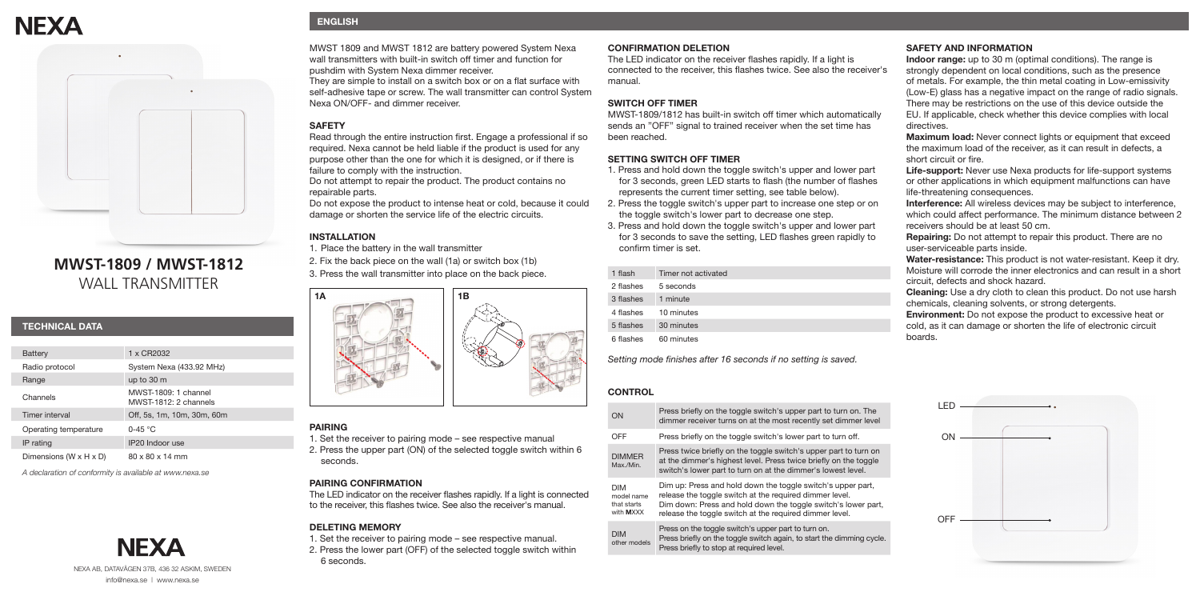# NEXA

## MWST-1809 / MWST-1812
WALL TRANSMITTER

### TECHNICAL DATA

| Battery | 1 x CR2032 |
|---|---|
| Radio protocol | System Nexa (433.92 MHz) |
| Range | up to 30 m |
| Channels | MWST-1809: 1 channel<br>MWST-1812: 2 channels |
| Timer interval | Off, 5s, 1m, 10m, 30m, 60m |
| Operating temperature | 0-45 °C |
| IP rating | IP20 Indoor use |
| Dimensions (W x H x D) | 80 x 80 x 14 mm |

*A declaration of conformity is available at www.nexa.se*

NEXA

NEXA AB, DATAVÄGEN 37B, 436 32 ASKIM, SWEDEN
info@nexa.se | www.nexa.se

## ENGLISH

MWST 1809 and MWST 1812 are battery powered System Nexa wall transmitters with built-in switch off timer and function for pushdim with System Nexa dimmer receiver.
They are simple to install on a switch box or on a flat surface with self-adhesive tape or screw. The wall transmitter can control System Nexa ON/OFF- and dimmer receiver.

### SAFETY

Read through the entire instruction first. Engage a professional if so required. Nexa cannot be held liable if the product is used for any purpose other than the one for which it is designed, or if there is failure to comply with the instruction.
Do not attempt to repair the product. The product contains no repairable parts.
Do not expose the product to intense heat or cold, because it could damage or shorten the service life of the electric circuits.

### INSTALLATION

1. Place the battery in the wall transmitter
2. Fix the back piece on the wall (1a) or switch box (1b)
3. Press the wall transmitter into place on the back piece.

1A 1B

### PAIRING

1. Set the receiver to pairing mode – see respective manual
2. Press the upper part (ON) of the selected toggle switch within 6 seconds.

### PAIRING CONFIRMATION

The LED indicator on the receiver flashes rapidly. If a light is connected to the receiver, this flashes twice. See also the receiver's manual.

### DELETING MEMORY

1. Set the receiver to pairing mode – see respective manual.
2. Press the lower part (OFF) of the selected toggle switch within 6 seconds.

### CONFIRMATION DELETION

The LED indicator on the receiver flashes rapidly. If a light is connected to the receiver, this flashes twice. See also the receiver's manual.

### SWITCH OFF TIMER

MWST-1809/1812 has built-in switch off timer which automatically sends an "OFF" signal to trained receiver when the set time has been reached.

### SETTING SWITCH OFF TIMER

1. Press and hold down the toggle switch's upper and lower part for 3 seconds, green LED starts to flash (the number of flashes represents the current timer setting, see table below).
2. Press the toggle switch's upper part to increase one step or on the toggle switch's lower part to decrease one step.
3. Press and hold down the toggle switch's upper and lower part for 3 seconds to save the setting, LED flashes green rapidly to confirm timer is set.

| 1 flash | Timer not activated |
|---|---|
| 2 flashes | 5 seconds |
| 3 flashes | 1 minute |
| 4 flashes | 10 minutes |
| 5 flashes | 30 minutes |
| 6 flashes | 60 minutes |

*Setting mode finishes after 16 seconds if no setting is saved.*

### CONTROL

| ON | Press briefly on the toggle switch's upper part to turn on. The dimmer receiver turns on at the most recently set dimmer level |
|---|---|
| OFF | Press briefly on the toggle switch's lower part to turn off. |
| DIMMER Max./Min. | Press twice briefly on the toggle switch's upper part to turn on at the dimmer's highest level. Press twice briefly on the toggle switch's lower part to turn on at the dimmer's lowest level. |
| DIM model name that starts with **M**XXX | Dim up: Press and hold down the toggle switch's upper part, release the toggle switch at the required dimmer level.<br>Dim down: Press and hold down the toggle switch's lower part, release the toggle switch at the required dimmer level. |
| DIM other models | Press on the toggle switch's upper part to turn on.<br>Press briefly on the toggle switch again, to start the dimming cycle.<br>Press briefly to stop at required level. |

### SAFETY AND INFORMATION

**Indoor range:** up to 30 m (optimal conditions). The range is strongly dependent on local conditions, such as the presence of metals. For example, the thin metal coating in Low-emissivity (Low-E) glass has a negative impact on the range of radio signals. There may be restrictions on the use of this device outside the EU. If applicable, check whether this device complies with local directives.
**Maximum load:** Never connect lights or equipment that exceed the maximum load of the receiver, as it can result in defects, a short circuit or fire.
**Life-support:** Never use Nexa products for life-support systems or other applications in which equipment malfunctions can have life-threatening consequences.
**Interference:** All wireless devices may be subject to interference, which could affect performance. The minimum distance between 2 receivers should be at least 50 cm.
**Repairing:** Do not attempt to repair this product. There are no user-serviceable parts inside.
**Water-resistance:** This product is not water-resistant. Keep it dry. Moisture will corrode the inner electronics and can result in a short circuit, defects and shock hazard.
**Cleaning:** Use a dry cloth to clean this product. Do not use harsh chemicals, cleaning solvents, or strong detergents.
**Environment:** Do not expose the product to excessive heat or cold, as it can damage or shorten the life of electronic circuit boards.

LED
ON
OFF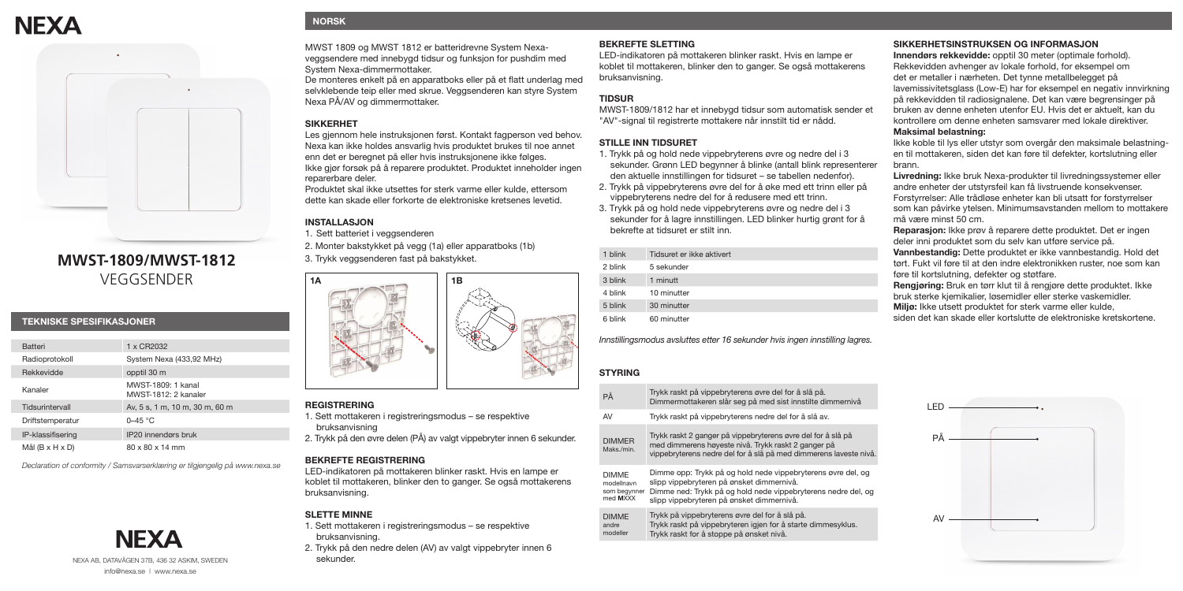# NEXA

## MWST-1809/MWST-1812
VEGGSENDER

### TEKNISKE SPESIFIKASJONER

| | |
|---|---|
| Batteri | 1 x CR2032 |
| Radioprotokoll | System Nexa (433,92 MHz) |
| Rekkevidde | opptil 30 m |
| Kanaler | MWST-1809: 1 kanal MWST-1812: 2 kanaler |
| Tidsurintervall | Av, 5 s, 1 m, 10 m, 30 m, 60 m |
| Driftstemperatur | 0–45 °C |
| IP-klassifisering | IP20 innendørs bruk |
| Mål (B x H x D) | 80 x 80 x 14 mm |

*Declaration of conformity / Samsvarserklæring er tilgjengelig på www.nexa.se*

NEXA AB, DATAVÄGEN 37B, 436 32 ASKIM, SWEDEN
info@nexa.se | www.nexa.se

## NORSK

MWST 1809 og MWST 1812 er batteridrevne System Nexa-veggsendere med innebygd tidsur og funksjon for pushdim med System Nexa-dimmermottaker.
De monteres enkelt på en apparatboks eller på et flatt underlag med selvklebende teip eller med skrue. Veggsenderen kan styre System Nexa PÅ/AV og dimmermottaker.

### SIKKERHET

Les gjennom hele instruksjonen først. Kontakt fagperson ved behov. Nexa kan ikke holdes ansvarlig hvis produktet brukes til noe annet enn det er beregnet på eller hvis instruksjonene ikke følges.
Ikke gjør forsøk på å reparere produktet. Produktet inneholder ingen reparerbare deler.
Produktet skal ikke utsettes for sterk varme eller kulde, ettersom dette kan skade eller forkorte de elektroniske kretsenes levetid.

### INSTALLASJON

1. Sett batteriet i veggsenderen
2. Monter bakstykket på vegg (1a) eller apparatboks (1b)
3. Trykk veggsenderen fast på bakstykket.

1A 1B

### REGISTRERING

1. Sett mottakeren i registreringsmodus – se respektive bruksanvisning
2. Trykk på den øvre delen (PÅ) av valgt vippebryter innen 6 sekunder.

### BEKREFTE REGISTRERING

LED-indikatoren på mottakeren blinker raskt. Hvis en lampe er koblet til mottakeren, blinker den to ganger. Se også mottakerens bruksanvisning.

### SLETTE MINNE

1. Sett mottakeren i registreringsmodus – se respektive bruksanvisning.
2. Trykk på den nedre delen (AV) av valgt vippebryter innen 6 sekunder.

### BEKREFTE SLETTING

LED-indikatoren på mottakeren blinker raskt. Hvis en lampe er koblet til mottakeren, blinker den to ganger. Se også mottakerens bruksanvisning.

### TIDSUR

MWST-1809/1812 har et innebygd tidsur som automatisk sender et "AV"-signal til registrerte mottakere når innstilt tid er nådd.

### STILLE INN TIDSURET

1. Trykk på og hold nede vippebryterens øvre og nedre del i 3 sekunder. Grønn LED begynner å blinke (antall blink representerer den aktuelle innstillingen for tidsuret – se tabellen nedenfor).
2. Trykk på vippebryterens øvre del for å øke med ett trinn eller på vippebryterens nedre del for å redusere med ett trinn.
3. Trykk på og hold nede vippebryterens øvre og nedre del i 3 sekunder for å lagre innstillingen. LED blinker hurtig grønt for å bekrefte at tidsuret er stilt inn.

| | |
|---|---|
| 1 blink | Tidsuret er ikke aktivert |
| 2 blink | 5 sekunder |
| 3 blink | 1 minutt |
| 4 blink | 10 minutter |
| 5 blink | 30 minutter |
| 6 blink | 60 minutter |

*Innstillingsmodus avsluttes etter 16 sekunder hvis ingen innstilling lagres.*

### STYRING

| | |
|---|---|
| PÅ | Trykk raskt på vippebryterens øvre del for å slå på. Dimmermottakeren slår seg på med sist innstilte dimmernivå |
| AV | Trykk raskt på vippebryterens nedre del for å slå av. |
| DIMMER Maks./min. | Trykk raskt 2 ganger på vippebryterens øvre del for å slå på med dimmerens høyeste nivå. Trykk raskt 2 ganger på vippebryterens nedre del for å slå på med dimmerens laveste nivå. |
| DIMME modellnavn som begynner med **M**XXX | Dimme opp: Trykk på og hold nede vippebryterens øvre del, og slipp vippebryteren på ønsket dimmernivå. Dimme ned: Trykk på og hold nede vippebryterens nedre del, og slipp vippebryteren på ønsket dimmernivå. |
| DIMME andre modeller | Trykk på vippebryterens øvre del for å slå på. Trykk raskt på vippebryteren igjen for å starte dimmesyklus. Trykk raskt for å stoppe på ønsket nivå. |

### SIKKERHETSINSTRUKSEN OG INFORMASJON

**Innendørs rekkevidde:** opptil 30 meter (optimale forhold). Rekkevidden avhenger av lokale forhold, for eksempel om det er metaller i nærheten. Det tynne metallbelegget på lavemissivitetsglass (Low-E) har for eksempel en negativ innvirkning på rekkevidden til radiosignalene. Det kan være begrensninger på bruken av denne enheten utenfor EU. Hvis det er aktuelt, kan du kontrollere om denne enheten samsvarer med lokale direktiver.

**Maksimal belastning:**
Ikke koble til lys eller utstyr som overgår den maksimale belastningen til mottakeren, siden det kan føre til defekter, kortslutning eller brann.

**Livredning:** Ikke bruk Nexa-produkter til livredningssystemer eller andre enheter der utstyrsfeil kan få livstruende konsekvenser.
Forstyrrelser: Alle trådløse enheter kan bli utsatt for forstyrrelser som kan påvirke ytelsen. Minimumsavstanden mellom to mottakere må være minst 50 cm.

**Reparasjon:** Ikke prøv å reparere dette produktet. Det er ingen deler inni produktet som du selv kan utføre service på.

**Vannbestandig:** Dette produktet er ikke vannbestandig. Hold det tørt. Fukt vil føre til at den indre elektronikken ruster, noe som kan føre til kortslutning, defekter og støtfare.

**Rengjøring:** Bruk en tørr klut til å rengjøre dette produktet. Ikke bruk sterke kjemikalier, løsemidler eller sterke vaskemidler.

**Miljø:** Ikke utsett produktet for sterk varme eller kulde, siden det kan skade eller kortslutte de elektroniske kretskortene.

LED
PÅ
AV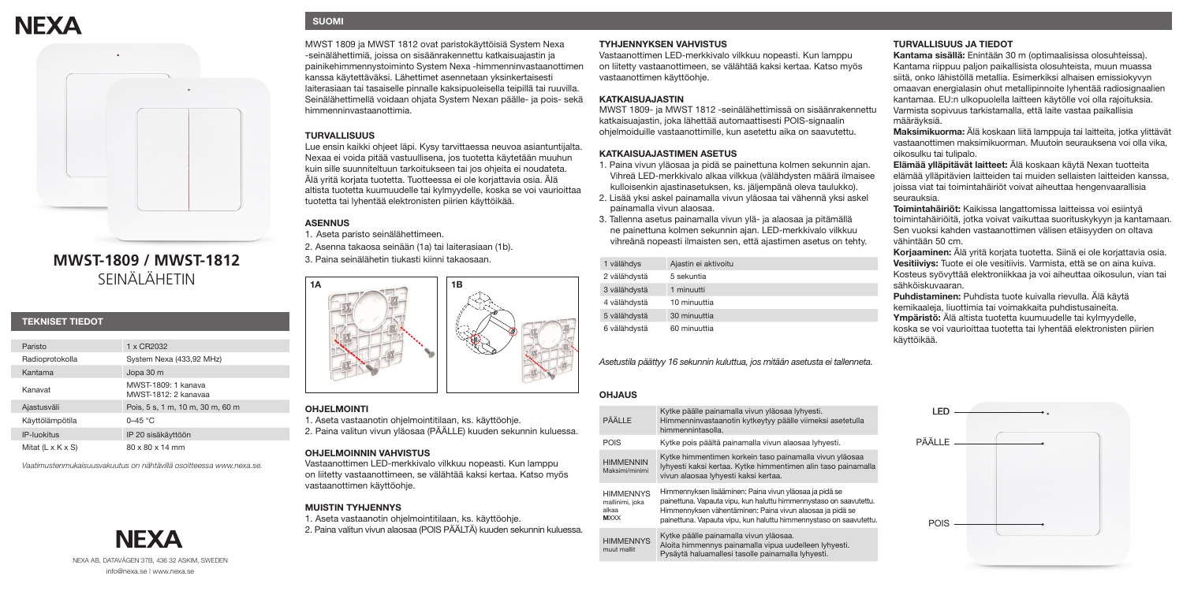# NEXA

## MWST-1809 / MWST-1812
SEINÄLÄHETIN

### TEKNISET TIEDOT

| | |
|---|---|
| Paristo | 1 x CR2032 |
| Radioprotokolla | System Nexa (433,92 MHz) |
| Kantama | Jopa 30 m |
| Kanavat | MWST-1809: 1 kanava<br>MWST-1812: 2 kanavaa |
| Ajastusväli | Pois, 5 s, 1 m, 10 m, 30 m, 60 m |
| Käyttölämpötila | 0–45 °C |
| IP-luokitus | IP 20 sisäkäyttöön |
| Mitat (L x K x S) | 80 x 80 x 14 mm |

*Vaatimustenmukaisuusvakuutus on nähtävillä osoitteessa www.nexa.se.*

NEXA

NEXA AB, DATAVÄGEN 37B, 436 32 ASKIM, SWEDEN
info@nexa.se | www.nexa.se

## SUOMI

MWST 1809 ja MWST 1812 ovat paristokäyttöisiä System Nexa -seinälähettimiä, joissa on sisäänrakennettu katkaisuajastin ja painikehimmennystoiminto System Nexa -himmenninvastaanottimen kanssa käytettäväksi. Lähettimet asennetaan yksinkertaisesti laiterasiaan tai tasaiselle pinnalle kaksipuoleisella teipillä tai ruuvilla. Seinälähettimellä voidaan ohjata System Nexan päälle- ja pois- sekä himmenninvastaanottimia.

### TURVALLISUUS

Lue ensin kaikki ohjeet läpi. Kysy tarvittaessa neuvoa asiantuntijalta. Nexaa ei voida pitää vastuullisena, jos tuotetta käytetään muuhun kuin sille suunniteltuun tarkoitukseen tai jos ohjeita ei noudateta. Älä yritä korjata tuotetta. Tuotteessa ei ole korjattavia osia. Älä altista tuotetta kuumuudelle tai kylmyydelle, koska se voi vaurioittaa tuotetta tai lyhentää elektronisten piirien käyttöikää.

### ASENNUS

1. Aseta paristo seinälähettimeen.
2. Asenna takaosa seinään (1a) tai laiterasiaan (1b).
3. Paina seinälähetin tiukasti kiinni takaosaan.

1A

1B

### OHJELMOINTI

1. Aseta vastaanotin ohjelmointitilaan, ks. käyttöohje.
2. Paina valitun vivun yläosaa (PÄÄLLE) kuuden sekunnin kuluessa.

### OHJELMOINNIN VAHVISTUS

Vastaanottimen LED-merkkivalo vilkkuu nopeasti. Kun lamppu on liitetty vastaanottimeen, se välähtää kaksi kertaa. Katso myös vastaanottimen käyttöohje.

### MUISTIN TYHJENNYS

1. Aseta vastaanotin ohjelmointitilaan, ks. käyttöohje.
2. Paina valitun vivun alaosaa (POIS PÄÄLTÄ) kuuden sekunnin kuluessa.

### TYHJENNYKSEN VAHVISTUS

Vastaanottimen LED-merkkivalo vilkkuu nopeasti. Kun lamppu on liitetty vastaanottimeen, se välähtää kaksi kertaa. Katso myös vastaanottimen käyttöohje.

### KATKAISUAJASTIN

MWST 1809- ja MWST 1812 -seinälähettimissä on sisäänrakennettu katkaisuajastin, joka lähettää automaattisesti POIS-signaalin ohjelmoiduille vastaanottimille, kun asetettu aika on saavutettu.

### KATKAISUAJASTIMEN ASETUS

1. Paina vivun yläosaa ja pidä se painettuna kolmen sekunnin ajan. Vihreä LED-merkkivalo alkaa vilkkua (välähdysten määrä ilmaisee kulloisenkin ajastinasetuksen, ks. jäljempänä oleva taulukko).
2. Lisää yksi askel painamalla vivun yläosaa tai vähennä yksi askel painamalla vivun alaosaa.
3. Tallenna asetus painamalla vivun ylä- ja alaosaa ja pitämällä ne painettuna kolmen sekunnin ajan. LED-merkkivalo vilkkuu vihreänä nopeasti ilmaisten sen, että ajastimen asetus on tehty.

| | |
|---|---|
| 1 välähdys | Ajastin ei aktivoitu |
| 2 välähdystä | 5 sekuntia |
| 3 välähdystä | 1 minuutti |
| 4 välähdystä | 10 minuuttia |
| 5 välähdystä | 30 minuuttia |
| 6 välähdystä | 60 minuuttia |

*Asetustila päättyy 16 sekunnin kuluttua, jos mitään asetusta ei tallenneta.*

### OHJAUS

| | |
|---|---|
| PÄÄLLE | Kytke päälle painamalla vivun yläosaa lyhyesti. Himmenninvastaanotin kytkeytyy päälle viimeksi asetetulla himmennintasolla. |
| POIS | Kytke pois päältä painamalla vivun alaosaa lyhyesti. |
| HIMMENNIN Maksimi/minimi | Kytke himmentimen korkein taso painamalla vivun yläosaa lyhyesti kaksi kertaa. Kytke himmentimen alin taso painamalla vivun alaosaa lyhyesti kaksi kertaa. |
| HIMMENNYS mallinimi, joka alkaa MXXX | Himmennyksen lisääminen: Paina vivun yläosaa ja pidä se painettuna. Vapauta vipu, kun haluttu himmennystaso on saavutettu. Himmennyksen vähentäminen: Paina vivun alaosaa ja pidä se painettuna. Vapauta vipu, kun haluttu himmennystaso on saavutettu. |
| HIMMENNYS muut mallit | Kytke päälle painamalla vivun yläosaa. Aloita himmennys painamalla vipua uudelleen lyhyesti. Pysäytä haluamallesi tasolle painamalla lyhyesti. |

### TURVALLISUUS JA TIEDOT

**Kantama sisällä:** Enintään 30 m (optimaalisissa olosuhteissa). Kantama riippuu paljon paikallisista olosuhteista, muun muassa siitä, onko lähistöllä metallia. Esimerkiksi alhaisen emissiokyvyn omaavan energialasin ohut metallipinnoite lyhentää radiosignaalien kantamaa. EU:n ulkopuolella laitteen käytölle voi olla rajoituksia. Varmista sopivuus tarkistamalla, että laite vastaa paikallisia määräyksiä.

**Maksimikuorma:** Älä koskaan liitä lamppuja tai laitteita, jotka ylittävät vastaanottimen maksimikuorman. Muutoin seurauksena voi olla vika, oikosulku tai tulipalo.

**Elämää ylläpitävät laitteet:** Älä koskaan käytä Nexan tuotteita elämää ylläpitävien laitteiden tai muiden sellaisten laitteiden kanssa, joissa viat tai toimintahäiriöt voivat aiheuttaa hengenvaarallisia seurauksia.

**Toimintahäiriöt:** Kaikissa langattomissa laitteissa voi esiintyä toimintahäiriöitä, jotka voivat vaikuttaa suorituskykyyn ja kantamaan. Sen vuoksi kahden vastaanottimen välisen etäisyyden on oltava vähintään 50 cm.

**Korjaaminen:** Älä yritä korjata tuotetta. Siinä ei ole korjattavia osia.

**Vesitiiviys:** Tuote ei ole vesitiivis. Varmista, että se on aina kuiva. Kosteus syövyttää elektroniikkaa ja voi aiheuttaa oikosulun, vian tai sähköiskuvaaran.

**Puhdistaminen:** Puhdista tuote kuivalla rievulla. Älä käytä kemikaaleja, liuottimia tai voimakkaita puhdistusaineita.

**Ympäristö:** Älä altista tuotetta kuumuudelle tai kylmyydelle, koska se voi vaurioittaa tuotetta tai lyhentää elektronisten piirien käyttöikää.

LED

PÄÄLLE

POIS